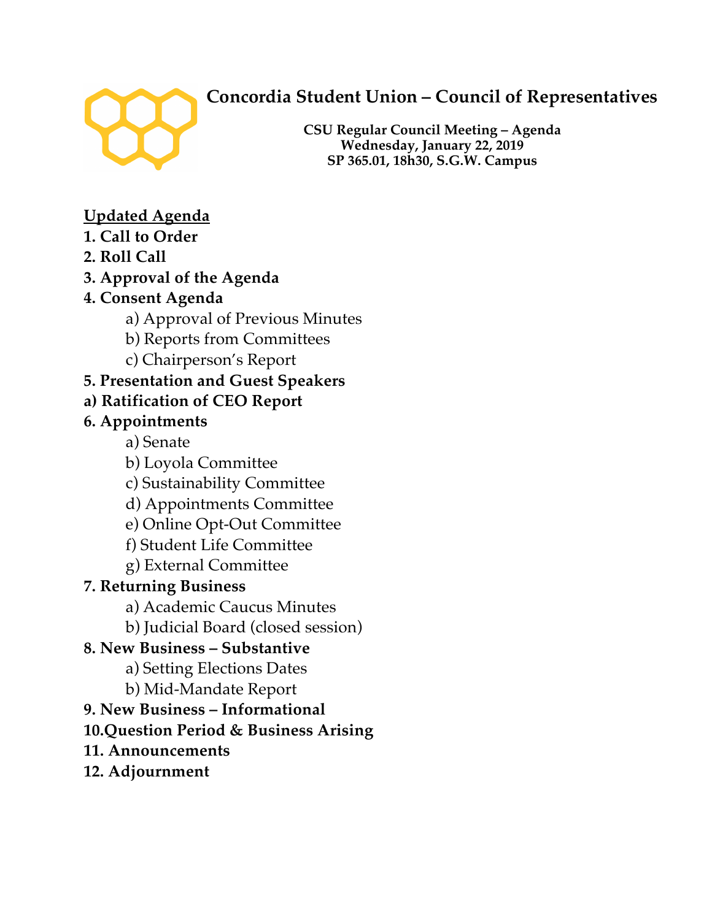# Concordia Student Union – Council of Representatives

**CSU Regular Council Meeting – Agenda**
**Wednesday, January 22, 2019**
**SP 365.01, 18h30, S.G.W. Campus**

**Updated Agenda**

**1. Call to Order**

**2. Roll Call**

**3. Approval of the Agenda**

**4. Consent Agenda**

- a) Approval of Previous Minutes
- b) Reports from Committees
- c) Chairperson's Report

**5. Presentation and Guest Speakers**

**a) Ratification of CEO Report**

**6. Appointments**

- a) Senate
- b) Loyola Committee
- c) Sustainability Committee
- d) Appointments Committee
- e) Online Opt-Out Committee
- f) Student Life Committee
- g) External Committee

**7. Returning Business**

- a) Academic Caucus Minutes
- b) Judicial Board (closed session)

**8. New Business – Substantive**

- a) Setting Elections Dates
- b) Mid-Mandate Report

**9. New Business – Informational**

**10.Question Period & Business Arising**

**11. Announcements**

**12. Adjournment**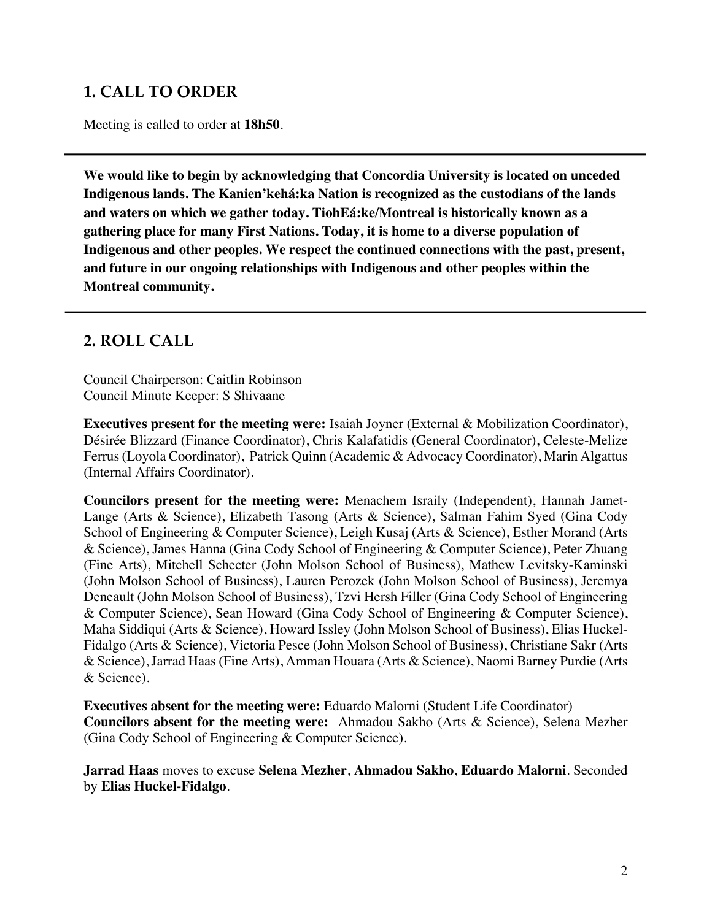## 1. CALL TO ORDER

Meeting is called to order at **18h50**.

---

**We would like to begin by acknowledging that Concordia University is located on unceded Indigenous lands. The Kanien'kehá:ka Nation is recognized as the custodians of the lands and waters on which we gather today. TiohEá:ke/Montreal is historically known as a gathering place for many First Nations. Today, it is home to a diverse population of Indigenous and other peoples. We respect the continued connections with the past, present, and future in our ongoing relationships with Indigenous and other peoples within the Montreal community.**

---

## 2. ROLL CALL

Council Chairperson: Caitlin Robinson
Council Minute Keeper: S Shivaane

**Executives present for the meeting were:** Isaiah Joyner (External & Mobilization Coordinator), Désirée Blizzard (Finance Coordinator), Chris Kalafatidis (General Coordinator), Celeste-Melize Ferrus (Loyola Coordinator), Patrick Quinn (Academic & Advocacy Coordinator), Marin Algattus (Internal Affairs Coordinator).

**Councilors present for the meeting were:** Menachem Israily (Independent), Hannah Jamet-Lange (Arts & Science), Elizabeth Tasong (Arts & Science), Salman Fahim Syed (Gina Cody School of Engineering & Computer Science), Leigh Kusaj (Arts & Science), Esther Morand (Arts & Science), James Hanna (Gina Cody School of Engineering & Computer Science), Peter Zhuang (Fine Arts), Mitchell Schecter (John Molson School of Business), Mathew Levitsky-Kaminski (John Molson School of Business), Lauren Perozek (John Molson School of Business), Jeremya Deneault (John Molson School of Business), Tzvi Hersh Filler (Gina Cody School of Engineering & Computer Science), Sean Howard (Gina Cody School of Engineering & Computer Science), Maha Siddiqui (Arts & Science), Howard Issley (John Molson School of Business), Elias Huckel-Fidalgo (Arts & Science), Victoria Pesce (John Molson School of Business), Christiane Sakr (Arts & Science), Jarrad Haas (Fine Arts), Amman Houara (Arts & Science), Naomi Barney Purdie (Arts & Science).

**Executives absent for the meeting were:** Eduardo Malorni (Student Life Coordinator)
**Councilors absent for the meeting were:** Ahmadou Sakho (Arts & Science), Selena Mezher (Gina Cody School of Engineering & Computer Science).

**Jarrad Haas** moves to excuse **Selena Mezher**, **Ahmadou Sakho**, **Eduardo Malorni**. Seconded by **Elias Huckel-Fidalgo**.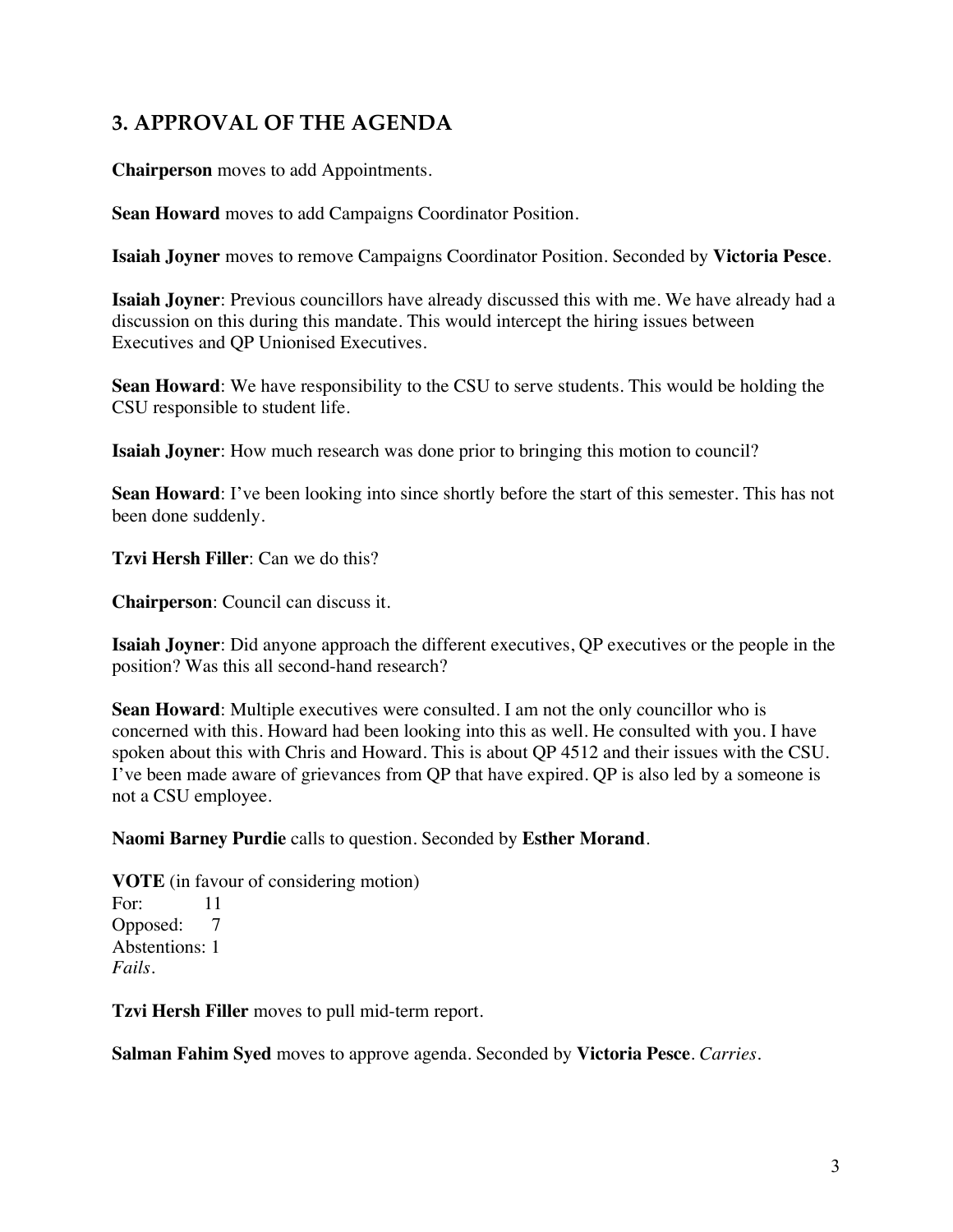## 3. APPROVAL OF THE AGENDA

**Chairperson** moves to add Appointments.

**Sean Howard** moves to add Campaigns Coordinator Position.

**Isaiah Joyner** moves to remove Campaigns Coordinator Position. Seconded by **Victoria Pesce**.

**Isaiah Joyner**: Previous councillors have already discussed this with me. We have already had a discussion on this during this mandate. This would intercept the hiring issues between Executives and QP Unionised Executives.

**Sean Howard**: We have responsibility to the CSU to serve students. This would be holding the CSU responsible to student life.

**Isaiah Joyner**: How much research was done prior to bringing this motion to council?

**Sean Howard**: I've been looking into since shortly before the start of this semester. This has not been done suddenly.

**Tzvi Hersh Filler**: Can we do this?

**Chairperson**: Council can discuss it.

**Isaiah Joyner**: Did anyone approach the different executives, QP executives or the people in the position? Was this all second-hand research?

**Sean Howard**: Multiple executives were consulted. I am not the only councillor who is concerned with this. Howard had been looking into this as well. He consulted with you. I have spoken about this with Chris and Howard. This is about QP 4512 and their issues with the CSU. I've been made aware of grievances from QP that have expired. QP is also led by a someone is not a CSU employee.

**Naomi Barney Purdie** calls to question. Seconded by **Esther Morand**.

**VOTE** (in favour of considering motion)
For: 11
Opposed: 7
Abstentions: 1
*Fails.*

**Tzvi Hersh Filler** moves to pull mid-term report.

**Salman Fahim Syed** moves to approve agenda. Seconded by **Victoria Pesce**. *Carries.*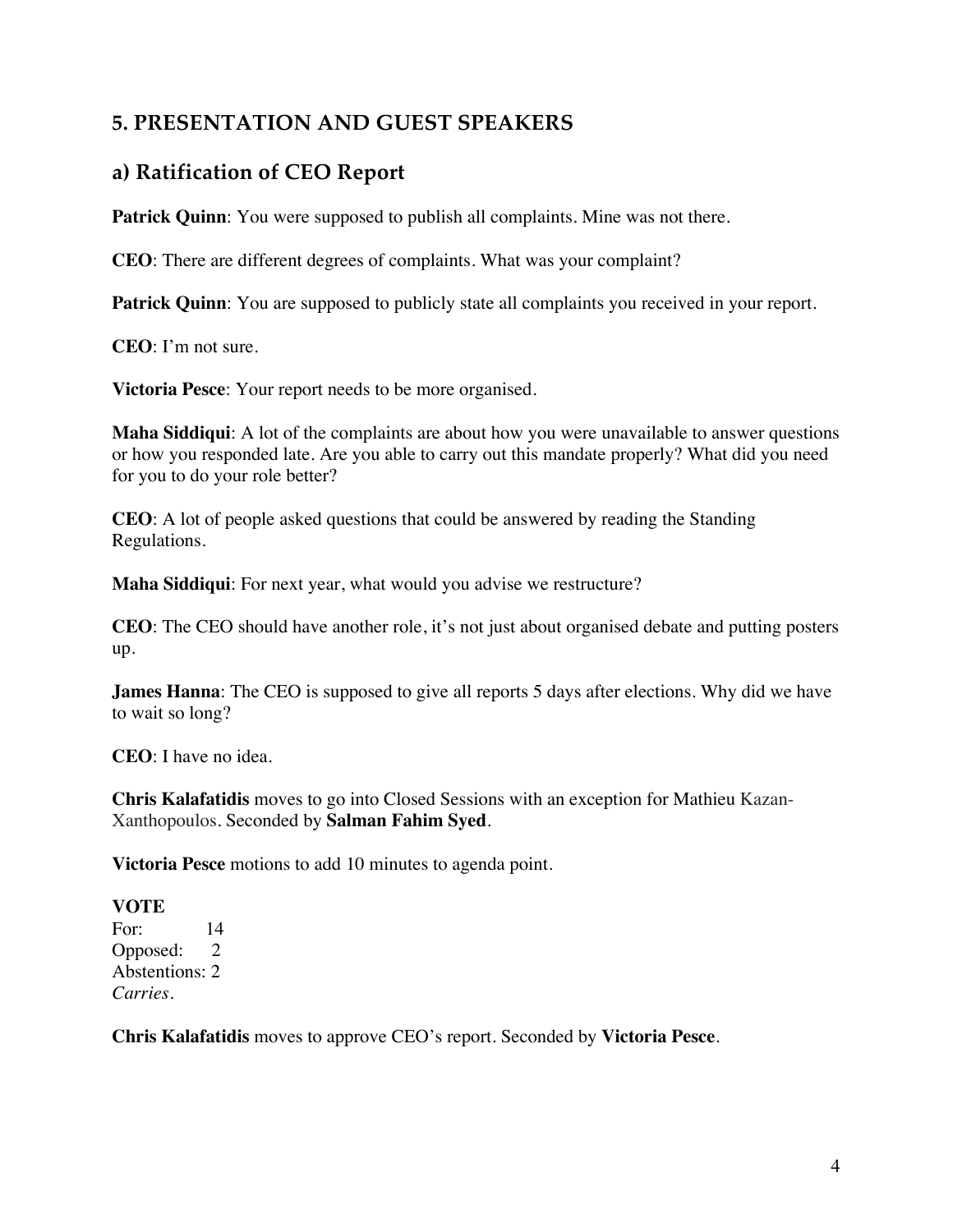## 5. PRESENTATION AND GUEST SPEAKERS

### a) Ratification of CEO Report

**Patrick Quinn**: You were supposed to publish all complaints. Mine was not there.

**CEO**: There are different degrees of complaints. What was your complaint?

**Patrick Quinn**: You are supposed to publicly state all complaints you received in your report.

**CEO**: I'm not sure.

**Victoria Pesce**: Your report needs to be more organised.

**Maha Siddiqui**: A lot of the complaints are about how you were unavailable to answer questions or how you responded late. Are you able to carry out this mandate properly? What did you need for you to do your role better?

**CEO**: A lot of people asked questions that could be answered by reading the Standing Regulations.

**Maha Siddiqui**: For next year, what would you advise we restructure?

**CEO**: The CEO should have another role, it's not just about organised debate and putting posters up.

**James Hanna**: The CEO is supposed to give all reports 5 days after elections. Why did we have to wait so long?

**CEO**: I have no idea.

**Chris Kalafatidis** moves to go into Closed Sessions with an exception for Mathieu Kazan-Xanthopoulos. Seconded by **Salman Fahim Syed**.

**Victoria Pesce** motions to add 10 minutes to agenda point.

**VOTE**
For: 14
Opposed: 2
Abstentions: 2
*Carries.*

**Chris Kalafatidis** moves to approve CEO's report. Seconded by **Victoria Pesce**.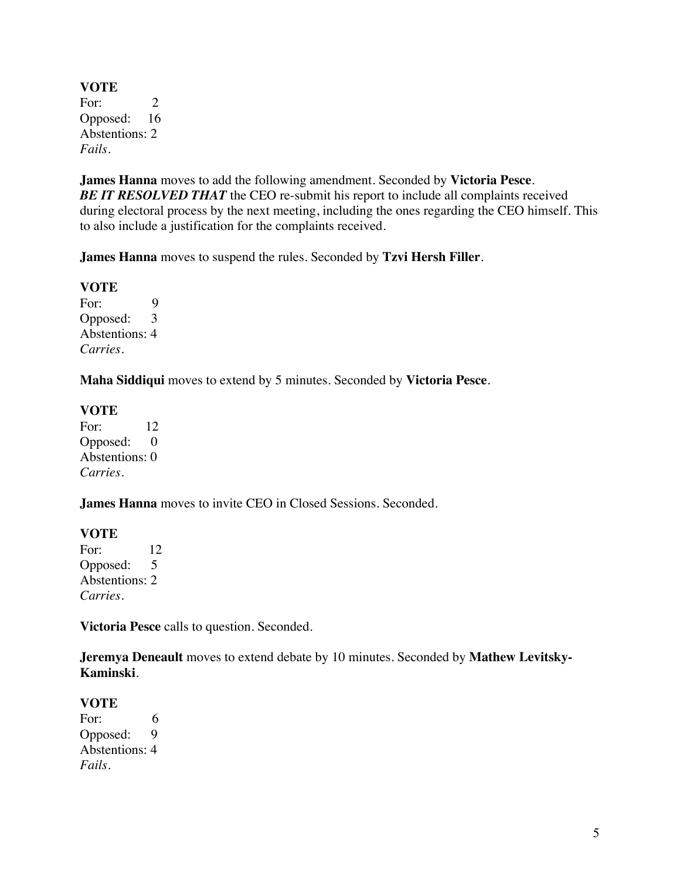**VOTE**
For: 2
Opposed: 16
Abstentions: 2
*Fails.*

**James Hanna** moves to add the following amendment. Seconded by **Victoria Pesce**.
***BE IT RESOLVED THAT*** the CEO re-submit his report to include all complaints received during electoral process by the next meeting, including the ones regarding the CEO himself. This to also include a justification for the complaints received.

**James Hanna** moves to suspend the rules. Seconded by **Tzvi Hersh Filler**.

**VOTE**
For: 9
Opposed: 3
Abstentions: 4
*Carries.*

**Maha Siddiqui** moves to extend by 5 minutes. Seconded by **Victoria Pesce**.

**VOTE**
For: 12
Opposed: 0
Abstentions: 0
*Carries.*

**James Hanna** moves to invite CEO in Closed Sessions. Seconded.

**VOTE**
For: 12
Opposed: 5
Abstentions: 2
*Carries.*

**Victoria Pesce** calls to question. Seconded.

**Jeremya Deneault** moves to extend debate by 10 minutes. Seconded by **Mathew Levitsky-Kaminski**.

**VOTE**
For: 6
Opposed: 9
Abstentions: 4
*Fails.*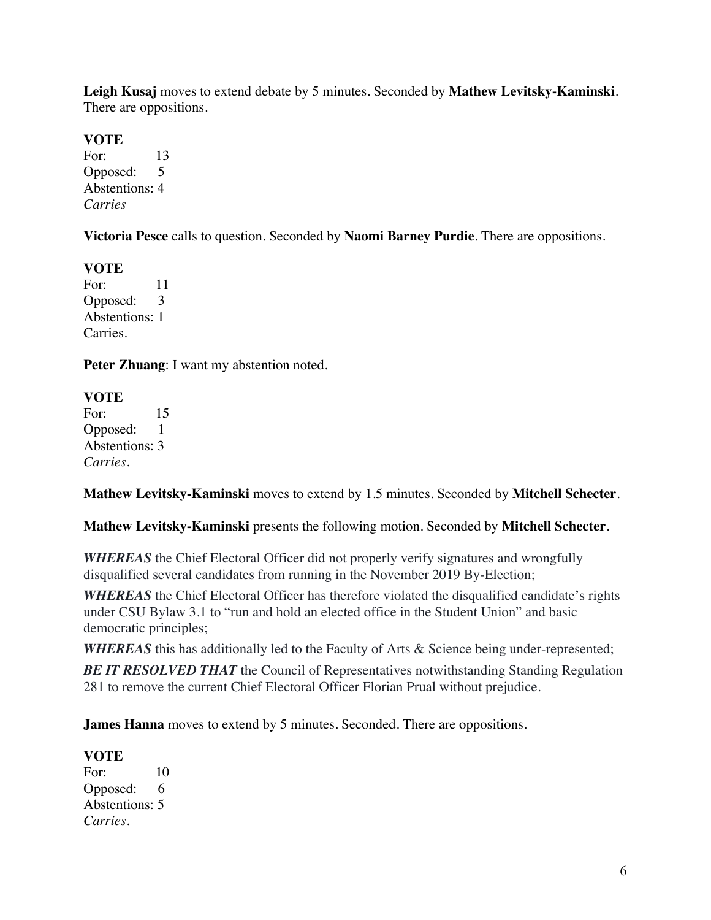**Leigh Kusaj** moves to extend debate by 5 minutes. Seconded by **Mathew Levitsky-Kaminski**. There are oppositions.

**VOTE**
For: 13
Opposed: 5
Abstentions: 4
*Carries*

**Victoria Pesce** calls to question. Seconded by **Naomi Barney Purdie**. There are oppositions.

**VOTE**
For: 11
Opposed: 3
Abstentions: 1
Carries.

**Peter Zhuang**: I want my abstention noted.

**VOTE**
For: 15
Opposed: 1
Abstentions: 3
*Carries.*

**Mathew Levitsky-Kaminski** moves to extend by 1.5 minutes. Seconded by **Mitchell Schecter**.

**Mathew Levitsky-Kaminski** presents the following motion. Seconded by **Mitchell Schecter**.

***WHEREAS*** the Chief Electoral Officer did not properly verify signatures and wrongfully disqualified several candidates from running in the November 2019 By-Election;

***WHEREAS*** the Chief Electoral Officer has therefore violated the disqualified candidate's rights under CSU Bylaw 3.1 to "run and hold an elected office in the Student Union" and basic democratic principles;

***WHEREAS*** this has additionally led to the Faculty of Arts & Science being under-represented;

***BE IT RESOLVED THAT*** the Council of Representatives notwithstanding Standing Regulation 281 to remove the current Chief Electoral Officer Florian Prual without prejudice.

**James Hanna** moves to extend by 5 minutes. Seconded. There are oppositions.

**VOTE**
For: 10
Opposed: 6
Abstentions: 5
*Carries.*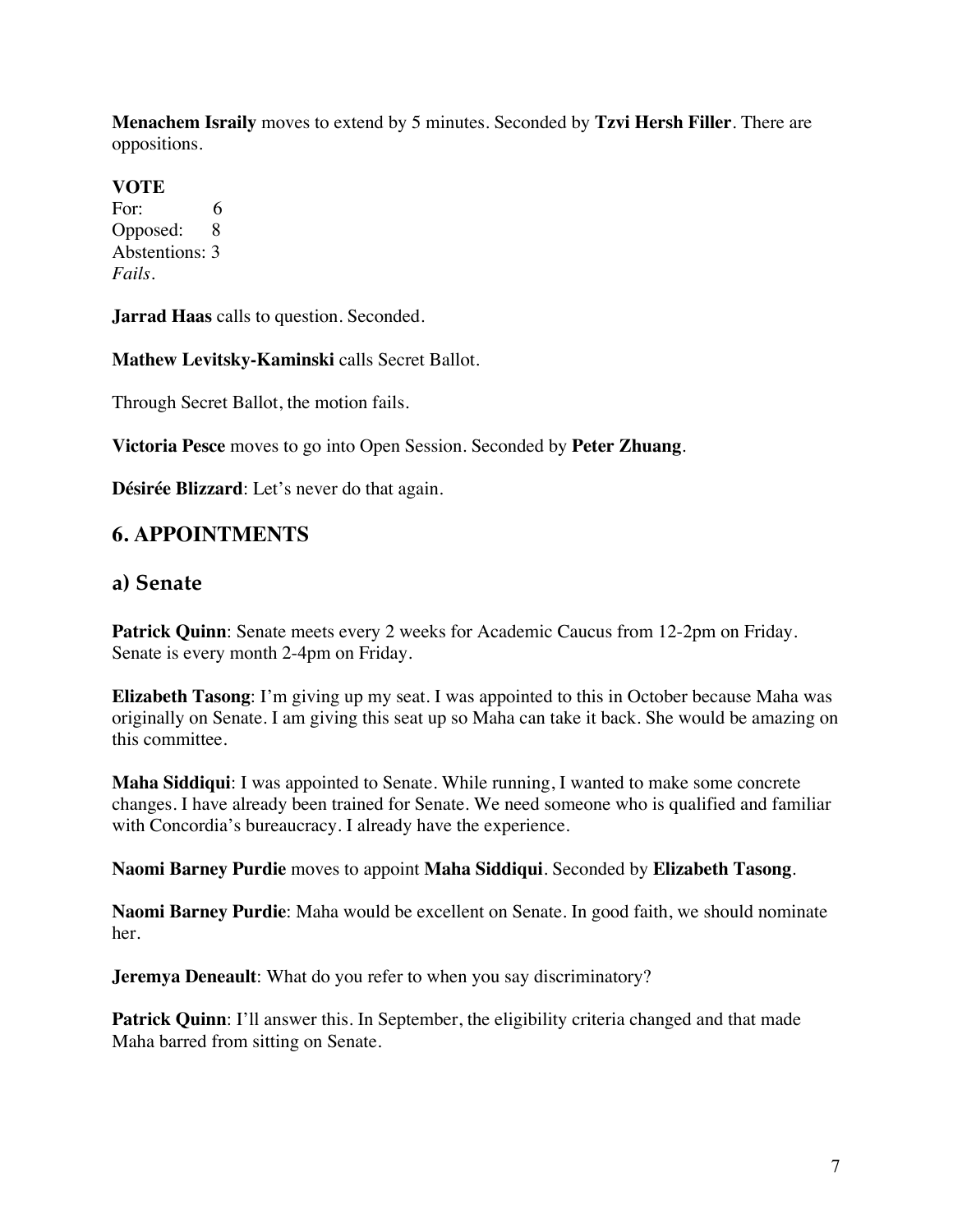**Menachem Israily** moves to extend by 5 minutes. Seconded by **Tzvi Hersh Filler**. There are oppositions.

**VOTE**
For: 6
Opposed: 8
Abstentions: 3
*Fails.*

**Jarrad Haas** calls to question. Seconded.

**Mathew Levitsky-Kaminski** calls Secret Ballot.

Through Secret Ballot, the motion fails.

**Victoria Pesce** moves to go into Open Session. Seconded by **Peter Zhuang**.

**Désirée Blizzard**: Let's never do that again.

## 6. APPOINTMENTS

### a) Senate

**Patrick Quinn**: Senate meets every 2 weeks for Academic Caucus from 12-2pm on Friday. Senate is every month 2-4pm on Friday.

**Elizabeth Tasong**: I'm giving up my seat. I was appointed to this in October because Maha was originally on Senate. I am giving this seat up so Maha can take it back. She would be amazing on this committee.

**Maha Siddiqui**: I was appointed to Senate. While running, I wanted to make some concrete changes. I have already been trained for Senate. We need someone who is qualified and familiar with Concordia's bureaucracy. I already have the experience.

**Naomi Barney Purdie** moves to appoint **Maha Siddiqui**. Seconded by **Elizabeth Tasong**.

**Naomi Barney Purdie**: Maha would be excellent on Senate. In good faith, we should nominate her.

**Jeremya Deneault**: What do you refer to when you say discriminatory?

**Patrick Quinn**: I'll answer this. In September, the eligibility criteria changed and that made Maha barred from sitting on Senate.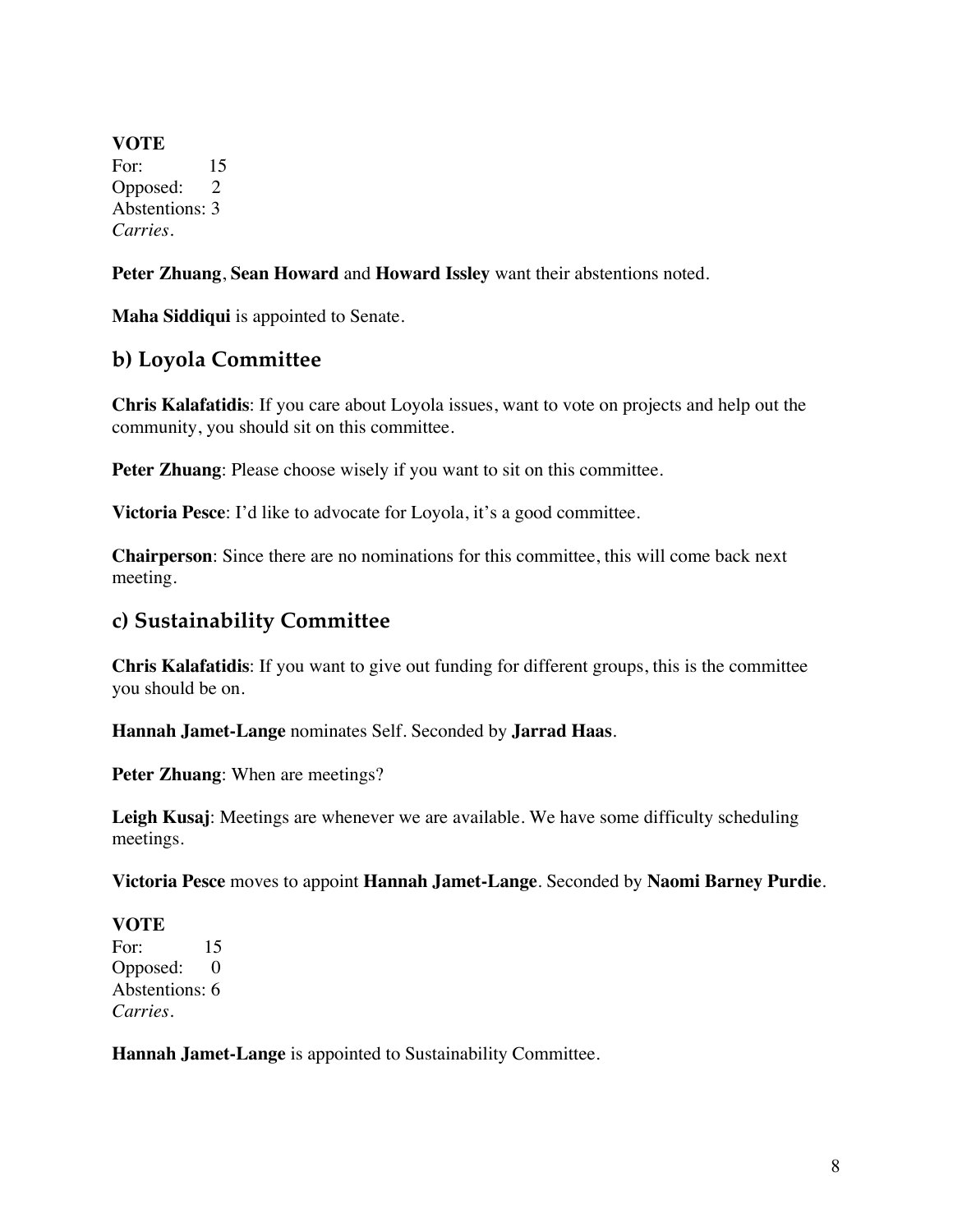**VOTE**
For: 15
Opposed: 2
Abstentions: 3
*Carries.*

**Peter Zhuang**, **Sean Howard** and **Howard Issley** want their abstentions noted.

**Maha Siddiqui** is appointed to Senate.

## b) Loyola Committee

**Chris Kalafatidis**: If you care about Loyola issues, want to vote on projects and help out the community, you should sit on this committee.

**Peter Zhuang**: Please choose wisely if you want to sit on this committee.

**Victoria Pesce**: I'd like to advocate for Loyola, it's a good committee.

**Chairperson**: Since there are no nominations for this committee, this will come back next meeting.

## c) Sustainability Committee

**Chris Kalafatidis**: If you want to give out funding for different groups, this is the committee you should be on.

**Hannah Jamet-Lange** nominates Self. Seconded by **Jarrad Haas**.

**Peter Zhuang**: When are meetings?

**Leigh Kusaj**: Meetings are whenever we are available. We have some difficulty scheduling meetings.

**Victoria Pesce** moves to appoint **Hannah Jamet-Lange**. Seconded by **Naomi Barney Purdie**.

**VOTE**
For: 15
Opposed: 0
Abstentions: 6
*Carries.*

**Hannah Jamet-Lange** is appointed to Sustainability Committee.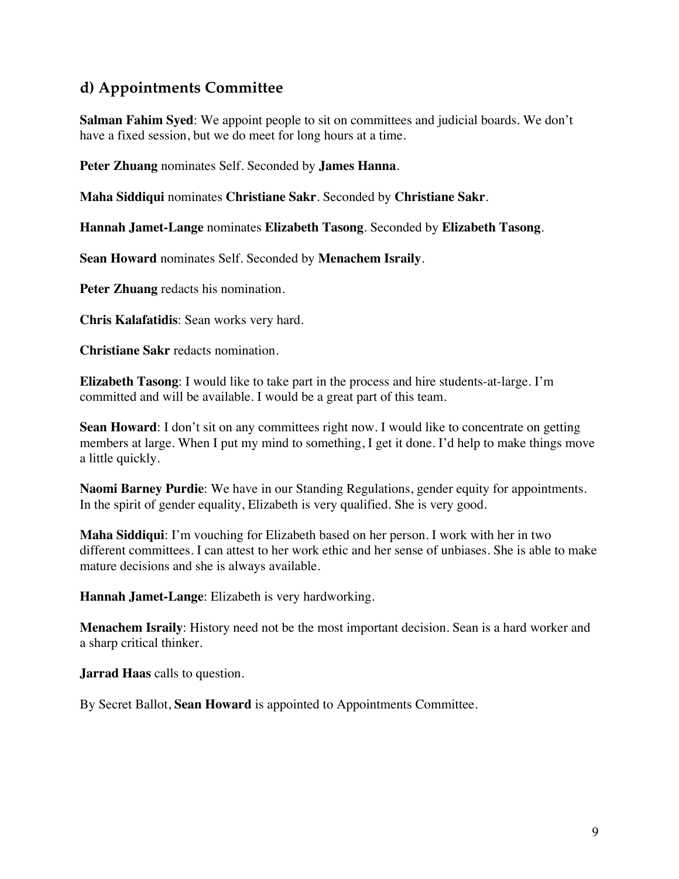## d) Appointments Committee

**Salman Fahim Syed**: We appoint people to sit on committees and judicial boards. We don't have a fixed session, but we do meet for long hours at a time.

**Peter Zhuang** nominates Self. Seconded by **James Hanna**.

**Maha Siddiqui** nominates **Christiane Sakr**. Seconded by **Christiane Sakr**.

**Hannah Jamet-Lange** nominates **Elizabeth Tasong**. Seconded by **Elizabeth Tasong**.

**Sean Howard** nominates Self. Seconded by **Menachem Israily**.

**Peter Zhuang** redacts his nomination.

**Chris Kalafatidis**: Sean works very hard.

**Christiane Sakr** redacts nomination.

**Elizabeth Tasong**: I would like to take part in the process and hire students-at-large. I'm committed and will be available. I would be a great part of this team.

**Sean Howard**: I don't sit on any committees right now. I would like to concentrate on getting members at large. When I put my mind to something, I get it done. I'd help to make things move a little quickly.

**Naomi Barney Purdie**: We have in our Standing Regulations, gender equity for appointments. In the spirit of gender equality, Elizabeth is very qualified. She is very good.

**Maha Siddiqui**: I'm vouching for Elizabeth based on her person. I work with her in two different committees. I can attest to her work ethic and her sense of unbiases. She is able to make mature decisions and she is always available.

**Hannah Jamet-Lange**: Elizabeth is very hardworking.

**Menachem Israily**: History need not be the most important decision. Sean is a hard worker and a sharp critical thinker.

**Jarrad Haas** calls to question.

By Secret Ballot, **Sean Howard** is appointed to Appointments Committee.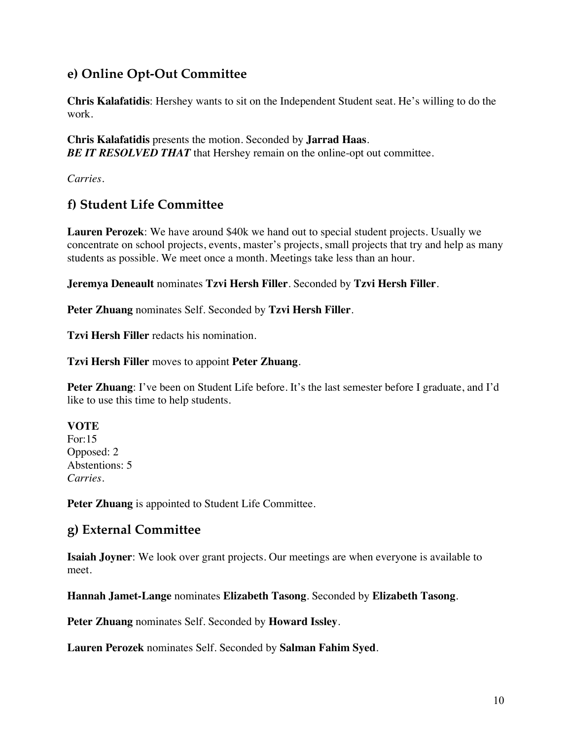## e) Online Opt-Out Committee

**Chris Kalafatidis**: Hershey wants to sit on the Independent Student seat. He's willing to do the work.

**Chris Kalafatidis** presents the motion. Seconded by **Jarrad Haas**.
***BE IT RESOLVED THAT*** that Hershey remain on the online-opt out committee.

*Carries.*

## f) Student Life Committee

**Lauren Perozek**: We have around $40k we hand out to special student projects. Usually we concentrate on school projects, events, master's projects, small projects that try and help as many students as possible. We meet once a month. Meetings take less than an hour.

**Jeremya Deneault** nominates **Tzvi Hersh Filler**. Seconded by **Tzvi Hersh Filler**.

**Peter Zhuang** nominates Self. Seconded by **Tzvi Hersh Filler**.

**Tzvi Hersh Filler** redacts his nomination.

**Tzvi Hersh Filler** moves to appoint **Peter Zhuang**.

**Peter Zhuang**: I've been on Student Life before. It's the last semester before I graduate, and I'd like to use this time to help students.

**VOTE**
For:15
Opposed: 2
Abstentions: 5
*Carries.*

**Peter Zhuang** is appointed to Student Life Committee.

## g) External Committee

**Isaiah Joyner**: We look over grant projects. Our meetings are when everyone is available to meet.

**Hannah Jamet-Lange** nominates **Elizabeth Tasong**. Seconded by **Elizabeth Tasong**.

**Peter Zhuang** nominates Self. Seconded by **Howard Issley**.

**Lauren Perozek** nominates Self. Seconded by **Salman Fahim Syed**.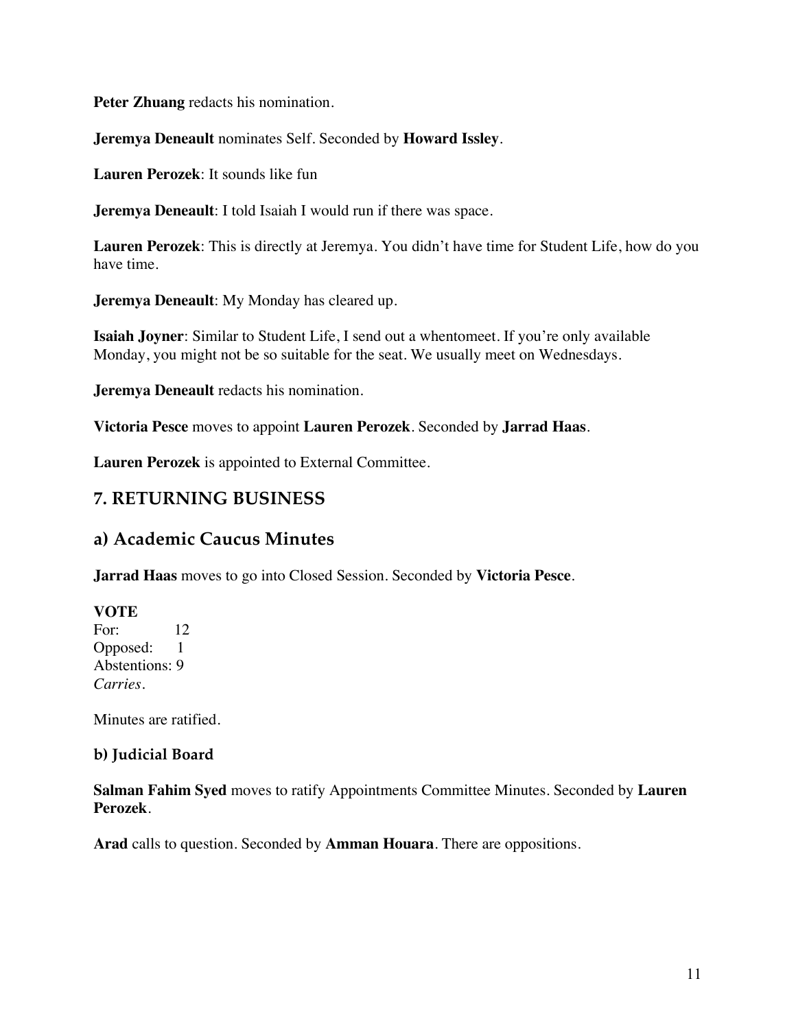**Peter Zhuang** redacts his nomination.

**Jeremya Deneault** nominates Self. Seconded by **Howard Issley**.

**Lauren Perozek**: It sounds like fun

**Jeremya Deneault**: I told Isaiah I would run if there was space.

**Lauren Perozek**: This is directly at Jeremya. You didn't have time for Student Life, how do you have time.

**Jeremya Deneault**: My Monday has cleared up.

**Isaiah Joyner**: Similar to Student Life, I send out a whentomeet. If you're only available Monday, you might not be so suitable for the seat. We usually meet on Wednesdays.

**Jeremya Deneault** redacts his nomination.

**Victoria Pesce** moves to appoint **Lauren Perozek**. Seconded by **Jarrad Haas**.

**Lauren Perozek** is appointed to External Committee.

## 7. RETURNING BUSINESS

## a) Academic Caucus Minutes

**Jarrad Haas** moves to go into Closed Session. Seconded by **Victoria Pesce**.

**VOTE**
For: 12
Opposed: 1
Abstentions: 9
*Carries.*

Minutes are ratified.

### b) Judicial Board

**Salman Fahim Syed** moves to ratify Appointments Committee Minutes. Seconded by **Lauren Perozek**.

**Arad** calls to question. Seconded by **Amman Houara**. There are oppositions.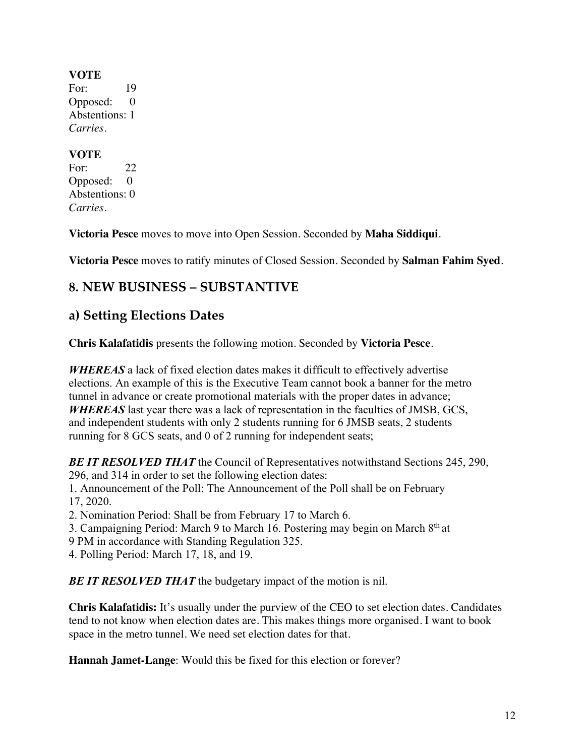**VOTE**
For: 19
Opposed: 0
Abstentions: 1
*Carries.*

**VOTE**
For: 22
Opposed: 0
Abstentions: 0
*Carries.*

**Victoria Pesce** moves to move into Open Session. Seconded by **Maha Siddiqui**.

**Victoria Pesce** moves to ratify minutes of Closed Session. Seconded by **Salman Fahim Syed**.

## 8. NEW BUSINESS – SUBSTANTIVE

## a) Setting Elections Dates

**Chris Kalafatidis** presents the following motion. Seconded by **Victoria Pesce**.

***WHEREAS*** a lack of fixed election dates makes it difficult to effectively advertise elections. An example of this is the Executive Team cannot book a banner for the metro tunnel in advance or create promotional materials with the proper dates in advance;
***WHEREAS*** last year there was a lack of representation in the faculties of JMSB, GCS, and independent students with only 2 students running for 6 JMSB seats, 2 students running for 8 GCS seats, and 0 of 2 running for independent seats;

***BE IT RESOLVED THAT*** the Council of Representatives notwithstand Sections 245, 290, 296, and 314 in order to set the following election dates:
1. Announcement of the Poll: The Announcement of the Poll shall be on February 17, 2020.
2. Nomination Period: Shall be from February 17 to March 6.
3. Campaigning Period: March 9 to March 16. Postering may begin on March 8th at 9 PM in accordance with Standing Regulation 325.
4. Polling Period: March 17, 18, and 19.

***BE IT RESOLVED THAT*** the budgetary impact of the motion is nil.

**Chris Kalafatidis:** It's usually under the purview of the CEO to set election dates. Candidates tend to not know when election dates are. This makes things more organised. I want to book space in the metro tunnel. We need set election dates for that.

**Hannah Jamet-Lange**: Would this be fixed for this election or forever?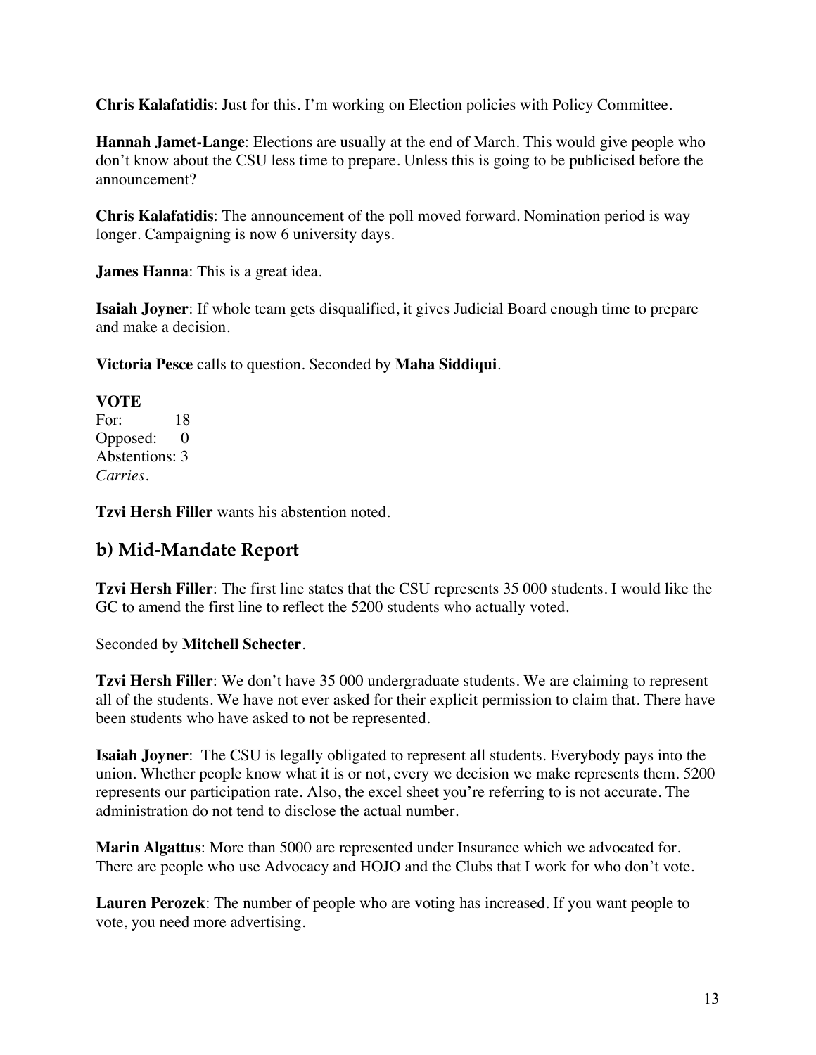**Chris Kalafatidis**: Just for this. I'm working on Election policies with Policy Committee.

**Hannah Jamet-Lange**: Elections are usually at the end of March. This would give people who don't know about the CSU less time to prepare. Unless this is going to be publicised before the announcement?

**Chris Kalafatidis**: The announcement of the poll moved forward. Nomination period is way longer. Campaigning is now 6 university days.

**James Hanna**: This is a great idea.

**Isaiah Joyner**: If whole team gets disqualified, it gives Judicial Board enough time to prepare and make a decision.

**Victoria Pesce** calls to question. Seconded by **Maha Siddiqui**.

**VOTE**
For: 18
Opposed: 0
Abstentions: 3
*Carries.*

**Tzvi Hersh Filler** wants his abstention noted.

## b) Mid-Mandate Report

**Tzvi Hersh Filler**: The first line states that the CSU represents 35 000 students. I would like the GC to amend the first line to reflect the 5200 students who actually voted.

Seconded by **Mitchell Schecter**.

**Tzvi Hersh Filler**: We don't have 35 000 undergraduate students. We are claiming to represent all of the students. We have not ever asked for their explicit permission to claim that. There have been students who have asked to not be represented.

**Isaiah Joyner**: The CSU is legally obligated to represent all students. Everybody pays into the union. Whether people know what it is or not, every we decision we make represents them. 5200 represents our participation rate. Also, the excel sheet you're referring to is not accurate. The administration do not tend to disclose the actual number.

**Marin Algattus**: More than 5000 are represented under Insurance which we advocated for. There are people who use Advocacy and HOJO and the Clubs that I work for who don't vote.

**Lauren Perozek**: The number of people who are voting has increased. If you want people to vote, you need more advertising.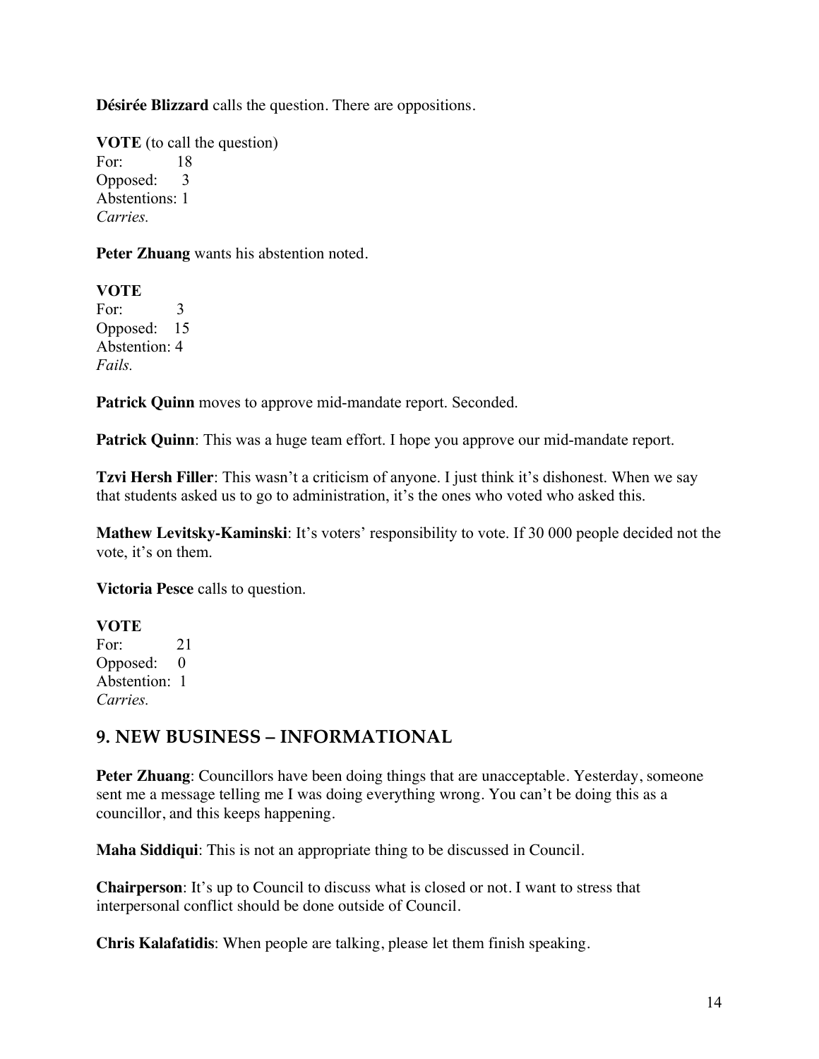**Désirée Blizzard** calls the question. There are oppositions.

**VOTE** (to call the question)
For: 18
Opposed: 3
Abstentions: 1
*Carries.*

**Peter Zhuang** wants his abstention noted.

**VOTE**
For: 3
Opposed: 15
Abstention: 4
*Fails.*

**Patrick Quinn** moves to approve mid-mandate report. Seconded.

**Patrick Quinn**: This was a huge team effort. I hope you approve our mid-mandate report.

**Tzvi Hersh Filler**: This wasn't a criticism of anyone. I just think it's dishonest. When we say that students asked us to go to administration, it's the ones who voted who asked this.

**Mathew Levitsky-Kaminski**: It's voters' responsibility to vote. If 30 000 people decided not the vote, it's on them.

**Victoria Pesce** calls to question.

**VOTE**
For: 21
Opposed: 0
Abstention: 1
*Carries.*

## 9. NEW BUSINESS – INFORMATIONAL

**Peter Zhuang**: Councillors have been doing things that are unacceptable. Yesterday, someone sent me a message telling me I was doing everything wrong. You can't be doing this as a councillor, and this keeps happening.

**Maha Siddiqui**: This is not an appropriate thing to be discussed in Council.

**Chairperson**: It's up to Council to discuss what is closed or not. I want to stress that interpersonal conflict should be done outside of Council.

**Chris Kalafatidis**: When people are talking, please let them finish speaking.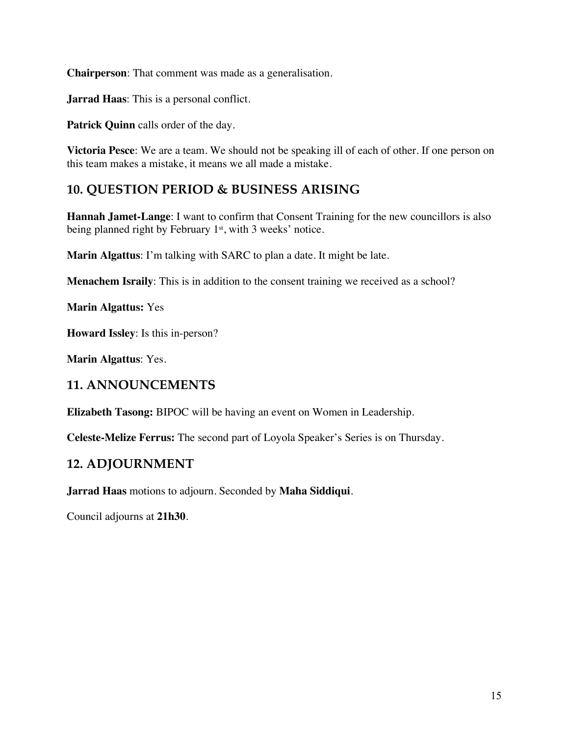**Chairperson**: That comment was made as a generalisation.

**Jarrad Haas**: This is a personal conflict.

**Patrick Quinn** calls order of the day.

**Victoria Pesce**: We are a team. We should not be speaking ill of each of other. If one person on this team makes a mistake, it means we all made a mistake.

## 10. QUESTION PERIOD & BUSINESS ARISING

**Hannah Jamet-Lange**: I want to confirm that Consent Training for the new councillors is also being planned right by February 1st, with 3 weeks' notice.

**Marin Algattus**: I'm talking with SARC to plan a date. It might be late.

**Menachem Israily**: This is in addition to the consent training we received as a school?

**Marin Algattus:** Yes

**Howard Issley**: Is this in-person?

**Marin Algattus**: Yes.

## 11. ANNOUNCEMENTS

**Elizabeth Tasong:** BIPOC will be having an event on Women in Leadership.

**Celeste-Melize Ferrus:** The second part of Loyola Speaker's Series is on Thursday.

## 12. ADJOURNMENT

**Jarrad Haas** motions to adjourn. Seconded by **Maha Siddiqui**.

Council adjourns at **21h30**.